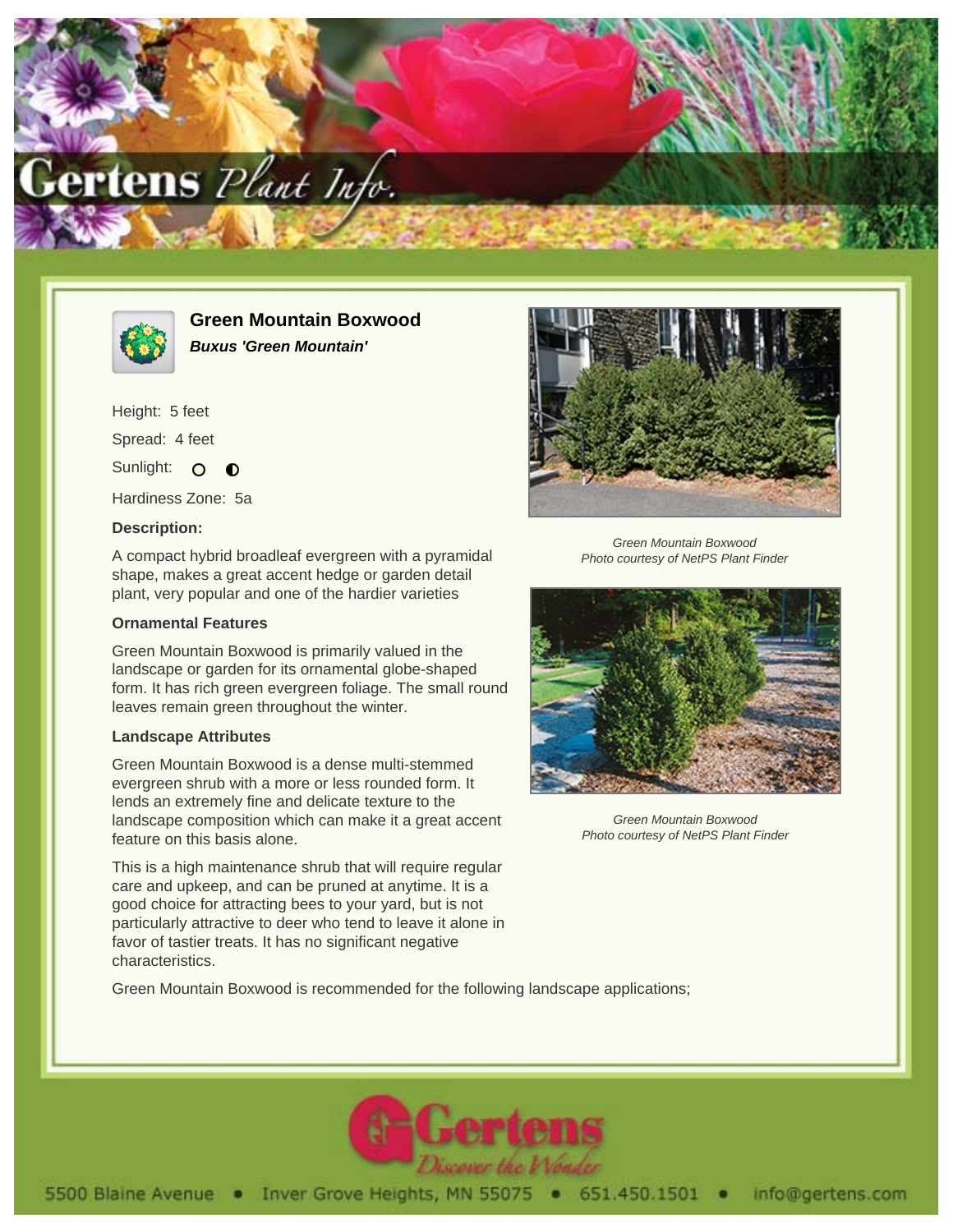# Green Mountain Boxwood

***Buxus 'Green Mountain'***

Height: 5 feet

Spread: 4 feet

Sunlight: ○ ◐

Hardiness Zone: 5a

### Description:

A compact hybrid broadleaf evergreen with a pyramidal shape, makes a great accent hedge or garden detail plant, very popular and one of the hardier varieties

### Ornamental Features

Green Mountain Boxwood is primarily valued in the landscape or garden for its ornamental globe-shaped form. It has rich green evergreen foliage. The small round leaves remain green throughout the winter.

### Landscape Attributes

Green Mountain Boxwood is a dense multi-stemmed evergreen shrub with a more or less rounded form. It lends an extremely fine and delicate texture to the landscape composition which can make it a great accent feature on this basis alone.

This is a high maintenance shrub that will require regular care and upkeep, and can be pruned at anytime. It is a good choice for attracting bees to your yard, but is not particularly attractive to deer who tend to leave it alone in favor of tastier treats. It has no significant negative characteristics.

Green Mountain Boxwood is recommended for the following landscape applications;

*Green Mountain Boxwood*
*Photo courtesy of NetPS Plant Finder*

*Green Mountain Boxwood*
*Photo courtesy of NetPS Plant Finder*

5500 Blaine Avenue • Inver Grove Heights, MN 55075 • 651.450.1501 • info@gertens.com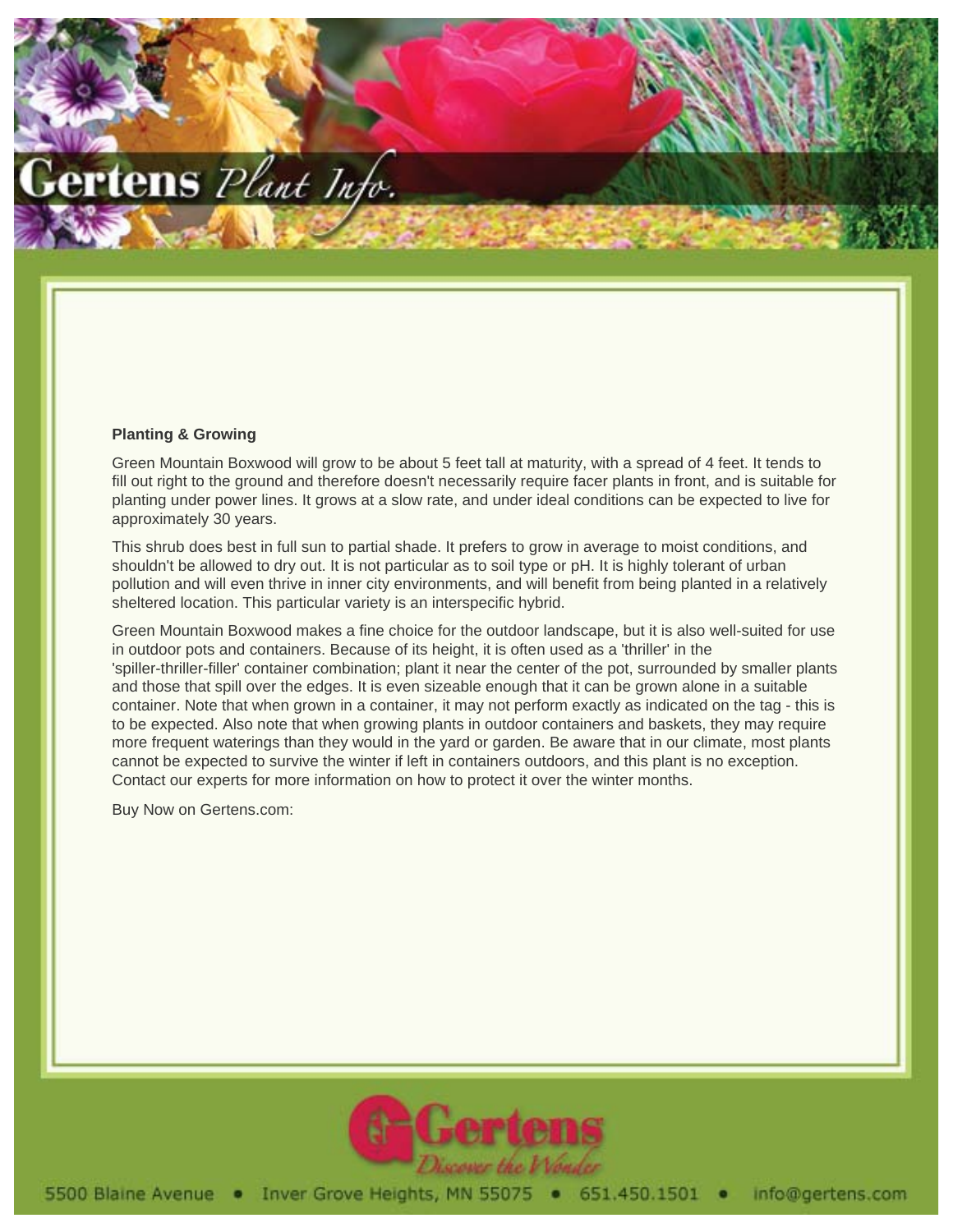**Planting & Growing**

Green Mountain Boxwood will grow to be about 5 feet tall at maturity, with a spread of 4 feet. It tends to fill out right to the ground and therefore doesn't necessarily require facer plants in front, and is suitable for planting under power lines. It grows at a slow rate, and under ideal conditions can be expected to live for approximately 30 years.

This shrub does best in full sun to partial shade. It prefers to grow in average to moist conditions, and shouldn't be allowed to dry out. It is not particular as to soil type or pH. It is highly tolerant of urban pollution and will even thrive in inner city environments, and will benefit from being planted in a relatively sheltered location. This particular variety is an interspecific hybrid.

Green Mountain Boxwood makes a fine choice for the outdoor landscape, but it is also well-suited for use in outdoor pots and containers. Because of its height, it is often used as a 'thriller' in the 'spiller-thriller-filler' container combination; plant it near the center of the pot, surrounded by smaller plants and those that spill over the edges. It is even sizeable enough that it can be grown alone in a suitable container. Note that when grown in a container, it may not perform exactly as indicated on the tag - this is to be expected. Also note that when growing plants in outdoor containers and baskets, they may require more frequent waterings than they would in the yard or garden. Be aware that in our climate, most plants cannot be expected to survive the winter if left in containers outdoors, and this plant is no exception. Contact our experts for more information on how to protect it over the winter months.

Buy Now on Gertens.com: